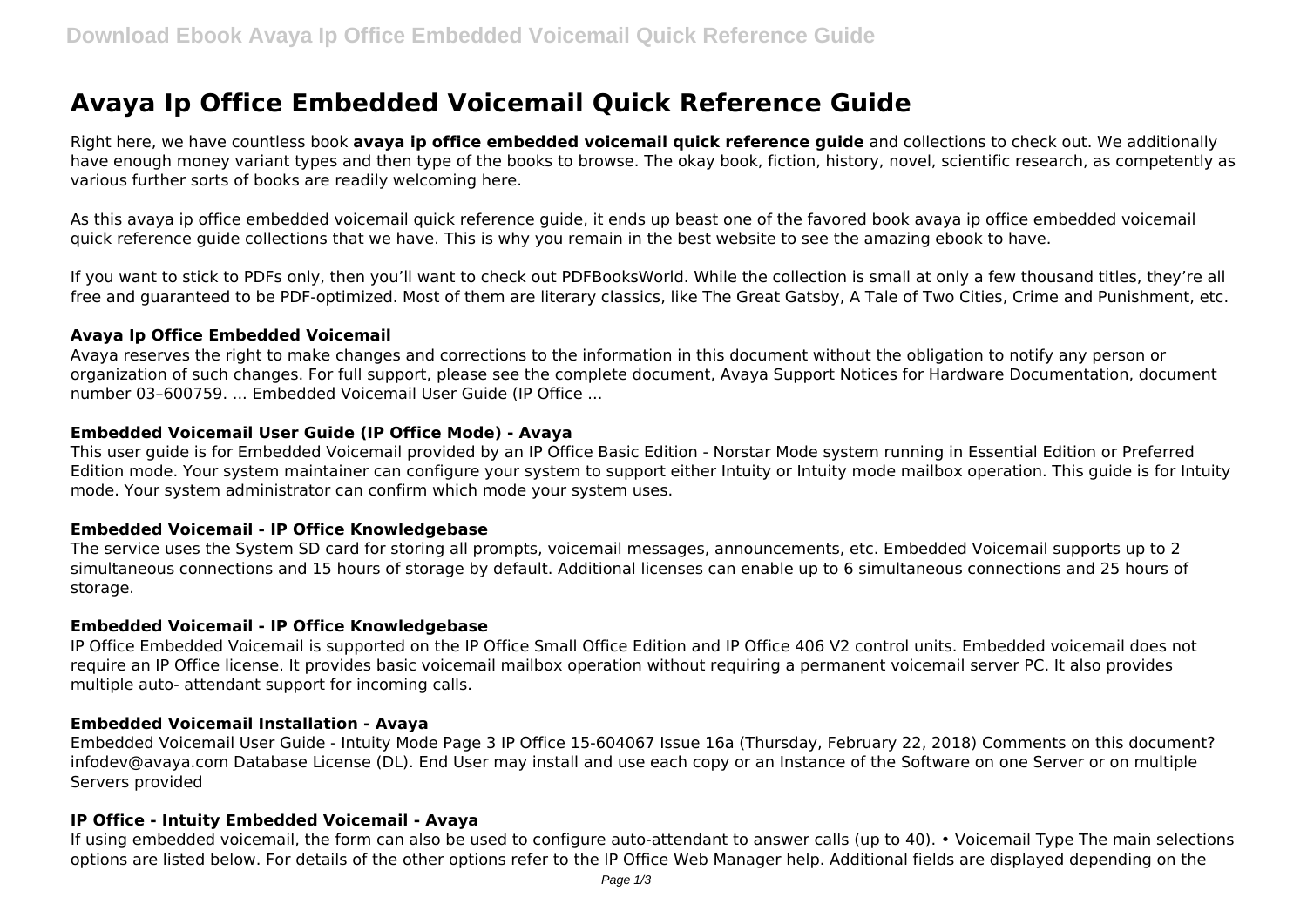# Avaya Ip Office Embedded Voicemail Quick Reference Guide

Right here, we have countless book **avaya ip office embedded voicemail quick reference guide** and collections to check out. We additionally have enough money variant types and then type of the books to browse. The okay book, fiction, history, novel, scientific research, as competently as various further sorts of books are readily welcoming here.

As this avaya ip office embedded voicemail quick reference guide, it ends up beast one of the favored book avaya ip office embedded voicemail quick reference guide collections that we have. This is why you remain in the best website to see the amazing ebook to have.

If you want to stick to PDFs only, then you'll want to check out PDFBooksWorld. While the collection is small at only a few thousand titles, they're all free and guaranteed to be PDF-optimized. Most of them are literary classics, like The Great Gatsby, A Tale of Two Cities, Crime and Punishment, etc.

### Avaya Ip Office Embedded Voicemail

Avaya reserves the right to make changes and corrections to the information in this document without the obligation to notify any person or organization of such changes. For full support, please see the complete document, Avaya Support Notices for Hardware Documentation, document number 03–600759. ... Embedded Voicemail User Guide (IP Office ...

### Embedded Voicemail User Guide (IP Office Mode) - Avaya

This user guide is for Embedded Voicemail provided by an IP Office Basic Edition - Norstar Mode system running in Essential Edition or Preferred Edition mode. Your system maintainer can configure your system to support either Intuity or Intuity mode mailbox operation. This guide is for Intuity mode. Your system administrator can confirm which mode your system uses.

### Embedded Voicemail - IP Office Knowledgebase

The service uses the System SD card for storing all prompts, voicemail messages, announcements, etc. Embedded Voicemail supports up to 2 simultaneous connections and 15 hours of storage by default. Additional licenses can enable up to 6 simultaneous connections and 25 hours of storage.

### Embedded Voicemail - IP Office Knowledgebase

IP Office Embedded Voicemail is supported on the IP Office Small Office Edition and IP Office 406 V2 control units. Embedded voicemail does not require an IP Office license. It provides basic voicemail mailbox operation without requiring a permanent voicemail server PC. It also provides multiple auto- attendant support for incoming calls.

### Embedded Voicemail Installation - Avaya

Embedded Voicemail User Guide - Intuity Mode Page 3 IP Office 15-604067 Issue 16a (Thursday, February 22, 2018) Comments on this document? infodev@avaya.com Database License (DL). End User may install and use each copy or an Instance of the Software on one Server or on multiple Servers provided

### IP Office - Intuity Embedded Voicemail - Avaya

If using embedded voicemail, the form can also be used to configure auto-attendant to answer calls (up to 40). • Voicemail Type The main selections options are listed below. For details of the other options refer to the IP Office Web Manager help. Additional fields are displayed depending on the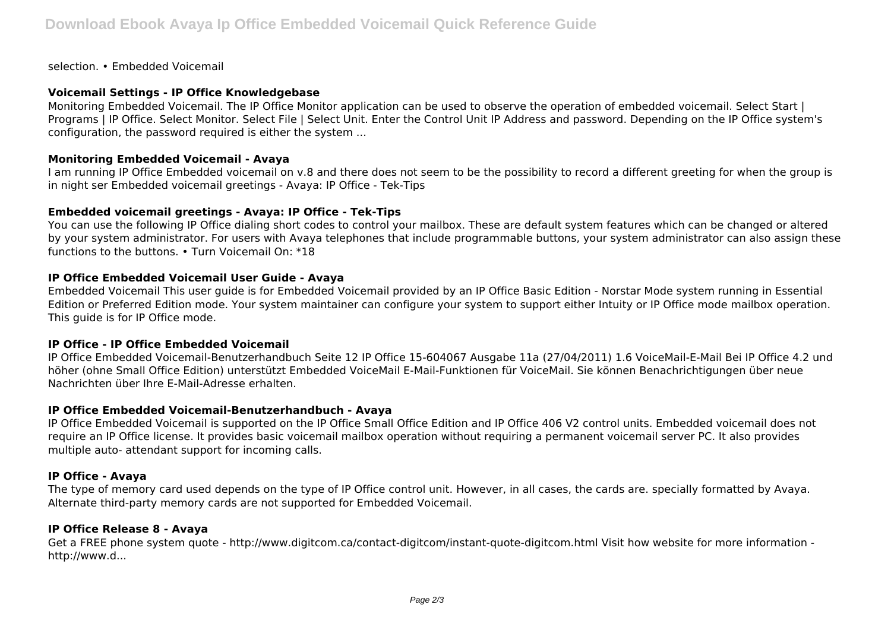selection. • Embedded Voicemail

### Voicemail Settings - IP Office Knowledgebase

Monitoring Embedded Voicemail. The IP Office Monitor application can be used to observe the operation of embedded voicemail. Select Start | Programs | IP Office. Select Monitor. Select File | Select Unit. Enter the Control Unit IP Address and password. Depending on the IP Office system's configuration, the password required is either the system ...

### Monitoring Embedded Voicemail - Avaya

I am running IP Office Embedded voicemail on v.8 and there does not seem to be the possibility to record a different greeting for when the group is in night ser Embedded voicemail greetings - Avaya: IP Office - Tek-Tips

### Embedded voicemail greetings - Avaya: IP Office - Tek-Tips

You can use the following IP Office dialing short codes to control your mailbox. These are default system features which can be changed or altered by your system administrator. For users with Avaya telephones that include programmable buttons, your system administrator can also assign these functions to the buttons. • Turn Voicemail On: *18

### IP Office Embedded Voicemail User Guide - Avaya

Embedded Voicemail This user guide is for Embedded Voicemail provided by an IP Office Basic Edition - Norstar Mode system running in Essential Edition or Preferred Edition mode. Your system maintainer can configure your system to support either Intuity or IP Office mode mailbox operation. This guide is for IP Office mode.

### IP Office - IP Office Embedded Voicemail

IP Office Embedded Voicemail-Benutzerhandbuch Seite 12 IP Office 15-604067 Ausgabe 11a (27/04/2011) 1.6 VoiceMail-E-Mail Bei IP Office 4.2 und höher (ohne Small Office Edition) unterstützt Embedded VoiceMail E-Mail-Funktionen für VoiceMail. Sie können Benachrichtigungen über neue Nachrichten über Ihre E-Mail-Adresse erhalten.

### IP Office Embedded Voicemail-Benutzerhandbuch - Avaya

IP Office Embedded Voicemail is supported on the IP Office Small Office Edition and IP Office 406 V2 control units. Embedded voicemail does not require an IP Office license. It provides basic voicemail mailbox operation without requiring a permanent voicemail server PC. It also provides multiple auto- attendant support for incoming calls.

### IP Office - Avaya

The type of memory card used depends on the type of IP Office control unit. However, in all cases, the cards are. specially formatted by Avaya. Alternate third-party memory cards are not supported for Embedded Voicemail.

### IP Office Release 8 - Avaya

Get a FREE phone system quote - http://www.digitcom.ca/contact-digitcom/instant-quote-digitcom.html Visit how website for more information - http://www.d...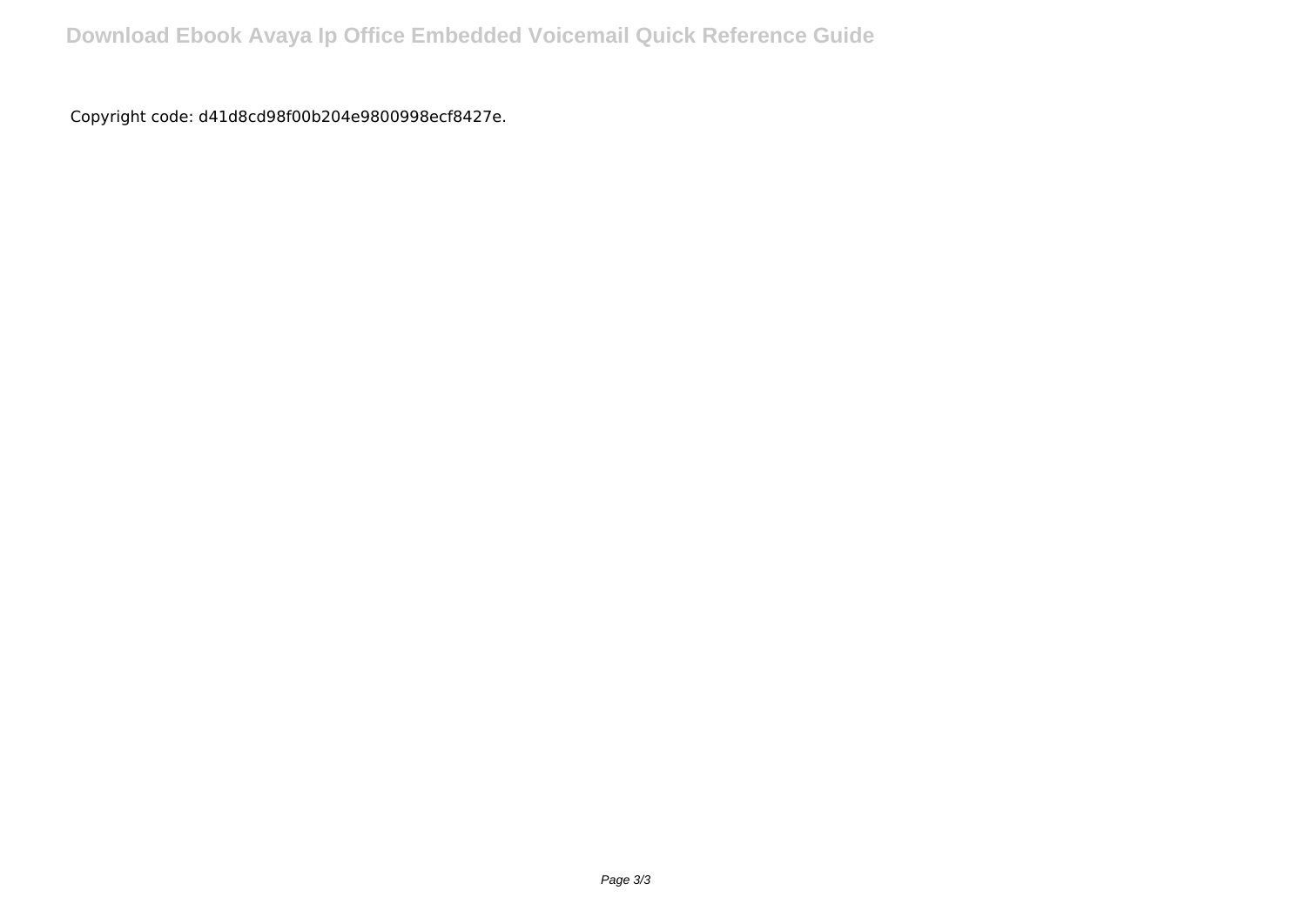Copyright code: d41d8cd98f00b204e9800998ecf8427e.